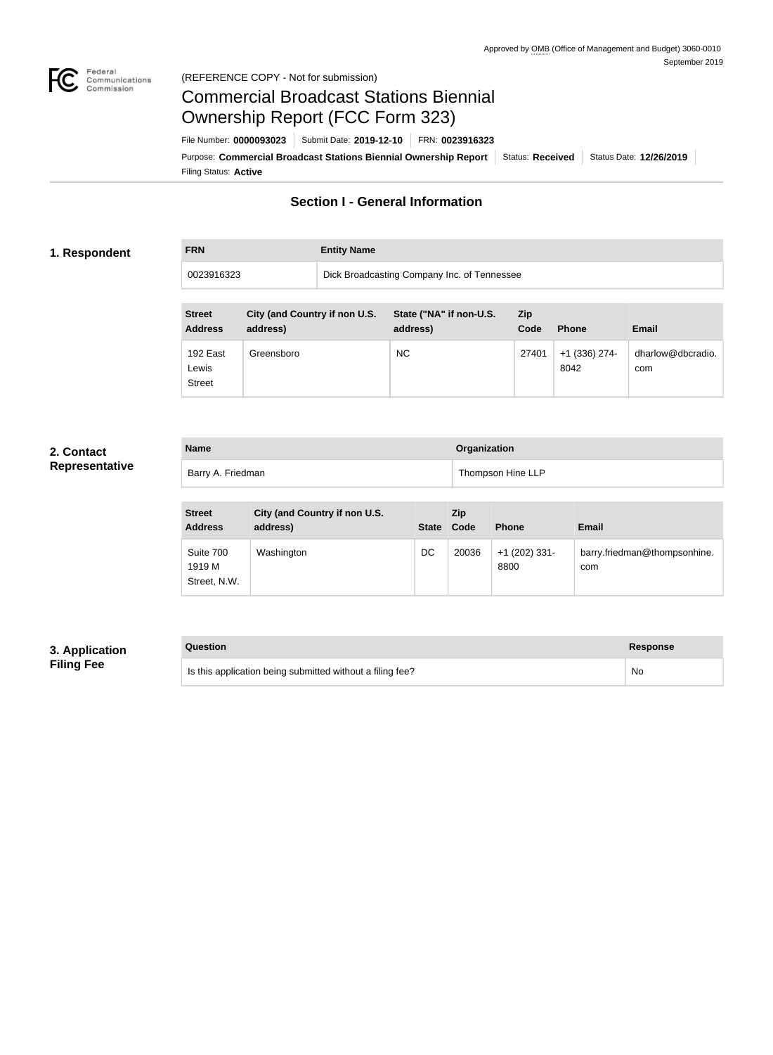Approved by OMB (Office of Management and Budget) 3060-0010
September 2019

(REFERENCE COPY - Not for submission)

# Commercial Broadcast Stations Biennial Ownership Report (FCC Form 323)

File Number: **0000093023** | Submit Date: **2019-12-10** | FRN: **0023916323**

Purpose: **Commercial Broadcast Stations Biennial Ownership Report** | Status: **Received** | Status Date: **12/26/2019**

Filing Status: **Active**

## Section I - General Information

### 1. Respondent

| FRN | Entity Name |
|---|---|
| 0023916323 | Dick Broadcasting Company Inc. of Tennessee |

| Street Address | City (and Country if non U.S. address) | State ("NA" if non-U.S. address) | Zip Code | Phone | Email |
|---|---|---|---|---|---|
| 192 East Lewis Street | Greensboro | NC | 27401 | +1 (336) 274-8042 | dharlow@dbcradio.com |

### 2. Contact Representative

| Name | Organization |
|---|---|
| Barry A. Friedman | Thompson Hine LLP |

| Street Address | City (and Country if non U.S. address) | State | Zip Code | Phone | Email |
|---|---|---|---|---|---|
| Suite 700 1919 M Street, N.W. | Washington | DC | 20036 | +1 (202) 331-8800 | barry.friedman@thompsonhine.com |

### 3. Application Filing Fee

| Question | Response |
|---|---|
| Is this application being submitted without a filing fee? | No |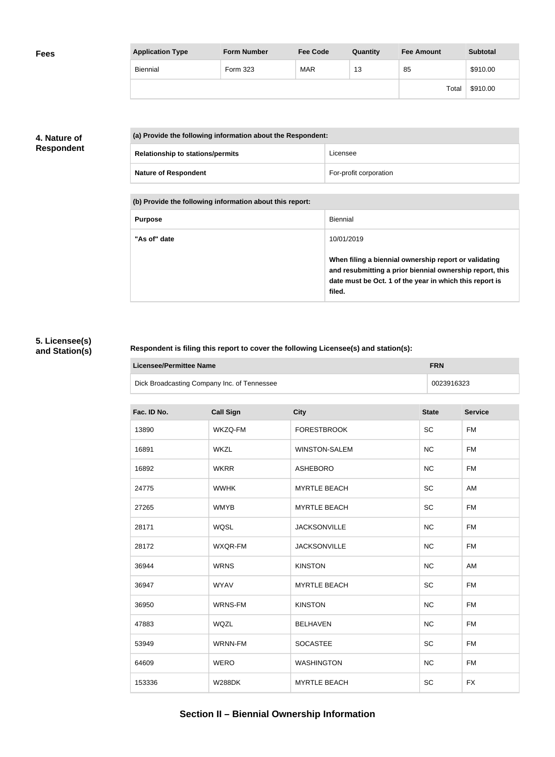**Fees**

| Application Type | Form Number | Fee Code | Quantity | Fee Amount | Subtotal |
|---|---|---|---|---|---|
| Biennial | Form 323 | MAR | 13 | 85 | $910.00 |
| | | | | Total | $910.00 |

**4. Nature of Respondent**

| (a) Provide the following information about the Respondent: | |
|---|---|
| **Relationship to stations/permits** | Licensee |
| **Nature of Respondent** | For-profit corporation |

| (b) Provide the following information about this report: | |
|---|---|
| **Purpose** | Biennial |
| **"As of" date** | 10/01/2019<br><br>**When filing a biennial ownership report or validating and resubmitting a prior biennial ownership report, this date must be Oct. 1 of the year in which this report is filed.** |

**5. Licensee(s) and Station(s)**

**Respondent is filing this report to cover the following Licensee(s) and station(s):**

| Licensee/Permittee Name | FRN |
|---|---|
| Dick Broadcasting Company Inc. of Tennessee | 0023916323 |

| Fac. ID No. | Call Sign | City | State | Service |
|---|---|---|---|---|
| 13890 | WKZQ-FM | FORESTBROOK | SC | FM |
| 16891 | WKZL | WINSTON-SALEM | NC | FM |
| 16892 | WKRR | ASHEBORO | NC | FM |
| 24775 | WWHK | MYRTLE BEACH | SC | AM |
| 27265 | WMYB | MYRTLE BEACH | SC | FM |
| 28171 | WQSL | JACKSONVILLE | NC | FM |
| 28172 | WXQR-FM | JACKSONVILLE | NC | FM |
| 36944 | WRNS | KINSTON | NC | AM |
| 36947 | WYAV | MYRTLE BEACH | SC | FM |
| 36950 | WRNS-FM | KINSTON | NC | FM |
| 47883 | WQZL | BELHAVEN | NC | FM |
| 53949 | WRNN-FM | SOCASTEE | SC | FM |
| 64609 | WERO | WASHINGTON | NC | FM |
| 153336 | W288DK | MYRTLE BEACH | SC | FX |

## Section II – Biennial Ownership Information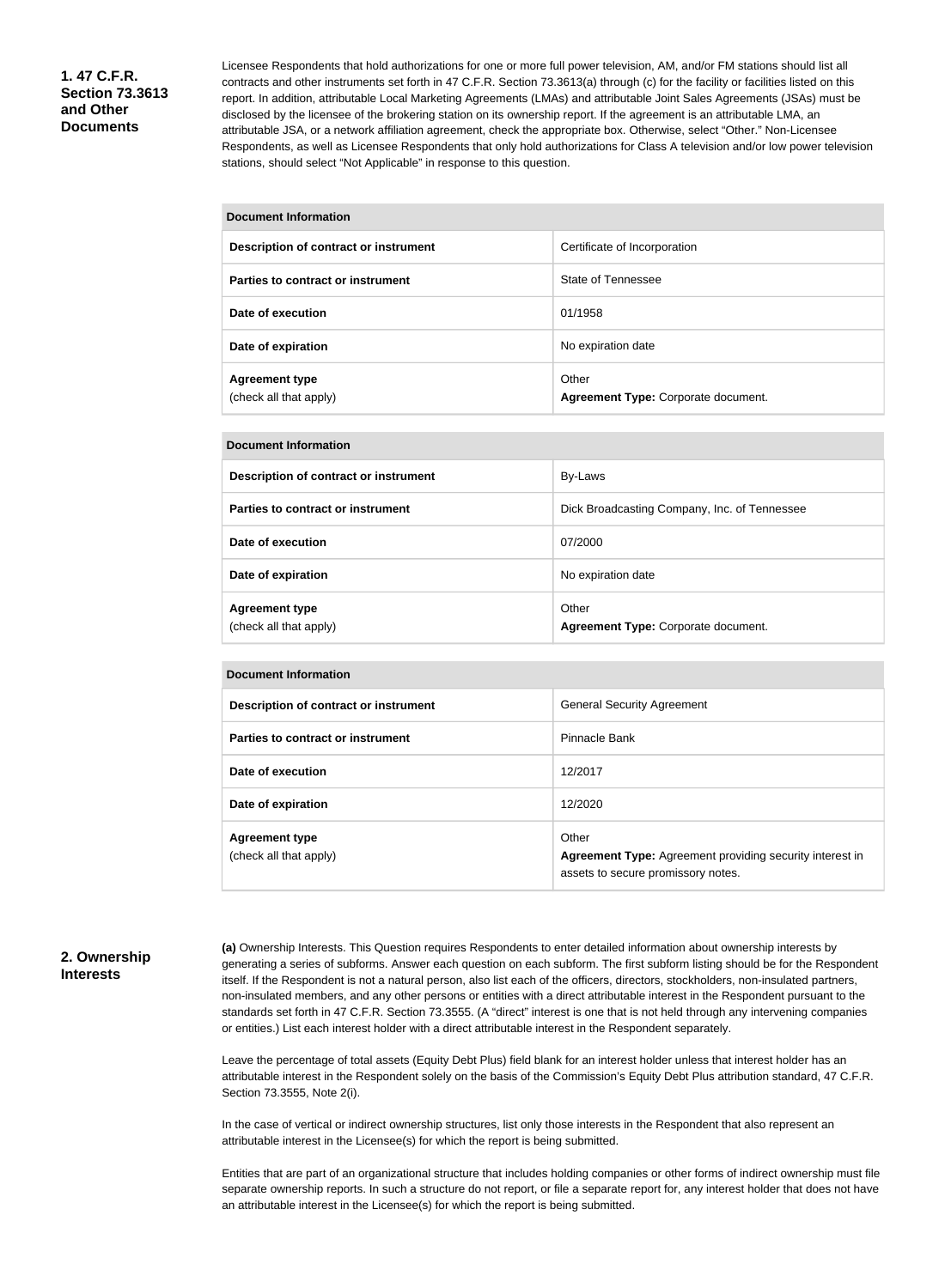### 1. 47 C.F.R. Section 73.3613 and Other Documents

Licensee Respondents that hold authorizations for one or more full power television, AM, and/or FM stations should list all contracts and other instruments set forth in 47 C.F.R. Section 73.3613(a) through (c) for the facility or facilities listed on this report. In addition, attributable Local Marketing Agreements (LMAs) and attributable Joint Sales Agreements (JSAs) must be disclosed by the licensee of the brokering station on its ownership report. If the agreement is an attributable LMA, an attributable JSA, or a network affiliation agreement, check the appropriate box. Otherwise, select "Other." Non-Licensee Respondents, as well as Licensee Respondents that only hold authorizations for Class A television and/or low power television stations, should select "Not Applicable" in response to this question.

| Document Information | |
|---|---|
| **Description of contract or instrument** | Certificate of Incorporation |
| **Parties to contract or instrument** | State of Tennessee |
| **Date of execution** | 01/1958 |
| **Date of expiration** | No expiration date |
| **Agreement type** (check all that apply) | Other **Agreement Type:** Corporate document. |

| Document Information | |
|---|---|
| **Description of contract or instrument** | By-Laws |
| **Parties to contract or instrument** | Dick Broadcasting Company, Inc. of Tennessee |
| **Date of execution** | 07/2000 |
| **Date of expiration** | No expiration date |
| **Agreement type** (check all that apply) | Other **Agreement Type:** Corporate document. |

| Document Information | |
|---|---|
| **Description of contract or instrument** | General Security Agreement |
| **Parties to contract or instrument** | Pinnacle Bank |
| **Date of execution** | 12/2017 |
| **Date of expiration** | 12/2020 |
| **Agreement type** (check all that apply) | Other **Agreement Type:** Agreement providing security interest in assets to secure promissory notes. |

### 2. Ownership Interests

**(a)** Ownership Interests. This Question requires Respondents to enter detailed information about ownership interests by generating a series of subforms. Answer each question on each subform. The first subform listing should be for the Respondent itself. If the Respondent is not a natural person, also list each of the officers, directors, stockholders, non-insulated partners, non-insulated members, and any other persons or entities with a direct attributable interest in the Respondent pursuant to the standards set forth in 47 C.F.R. Section 73.3555. (A "direct" interest is one that is not held through any intervening companies or entities.) List each interest holder with a direct attributable interest in the Respondent separately.

Leave the percentage of total assets (Equity Debt Plus) field blank for an interest holder unless that interest holder has an attributable interest in the Respondent solely on the basis of the Commission's Equity Debt Plus attribution standard, 47 C.F.R. Section 73.3555, Note 2(i).

In the case of vertical or indirect ownership structures, list only those interests in the Respondent that also represent an attributable interest in the Licensee(s) for which the report is being submitted.

Entities that are part of an organizational structure that includes holding companies or other forms of indirect ownership must file separate ownership reports. In such a structure do not report, or file a separate report for, any interest holder that does not have an attributable interest in the Licensee(s) for which the report is being submitted.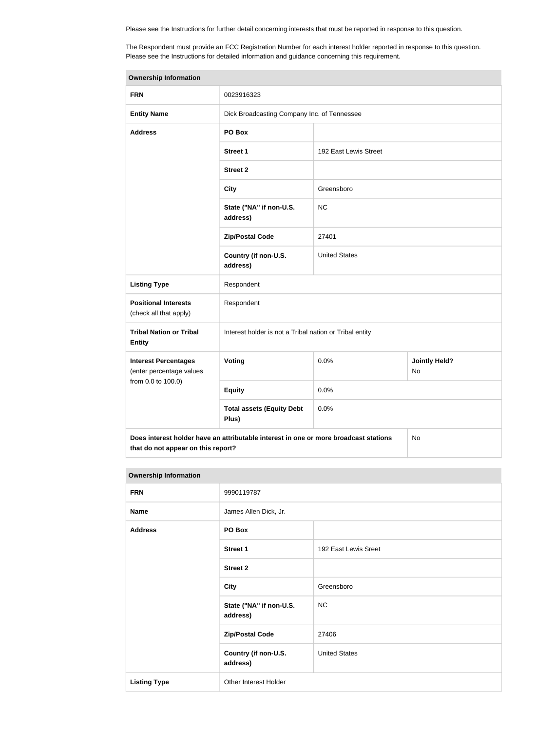Please see the Instructions for further detail concerning interests that must be reported in response to this question.

The Respondent must provide an FCC Registration Number for each interest holder reported in response to this question. Please see the Instructions for detailed information and guidance concerning this requirement.

| Ownership Information | | | |
|---|---|---|---|
| **FRN** | 0023916323 | | |
| **Entity Name** | Dick Broadcasting Company Inc. of Tennessee | | |
| **Address** | **PO Box** | | |
| | **Street 1** | 192 East Lewis Street | |
| | **Street 2** | | |
| | **City** | Greensboro | |
| | **State ("NA" if non-U.S. address)** | NC | |
| | **Zip/Postal Code** | 27401 | |
| | **Country (if non-U.S. address)** | United States | |
| **Listing Type** | Respondent | | |
| **Positional Interests** (check all that apply) | Respondent | | |
| **Tribal Nation or Tribal Entity** | Interest holder is not a Tribal nation or Tribal entity | | |
| **Interest Percentages** (enter percentage values from 0.0 to 100.0) | **Voting** | 0.0% | **Jointly Held?** No |
| | **Equity** | 0.0% | |
| | **Total assets (Equity Debt Plus)** | 0.0% | |
| **Does interest holder have an attributable interest in one or more broadcast stations that do not appear on this report?** | | | No |

| Ownership Information | | |
|---|---|---|
| **FRN** | 9990119787 | |
| **Name** | James Allen Dick, Jr. | |
| **Address** | **PO Box** | |
| | **Street 1** | 192 East Lewis Sreet |
| | **Street 2** | |
| | **City** | Greensboro |
| | **State ("NA" if non-U.S. address)** | NC |
| | **Zip/Postal Code** | 27406 |
| | **Country (if non-U.S. address)** | United States |
| **Listing Type** | Other Interest Holder | |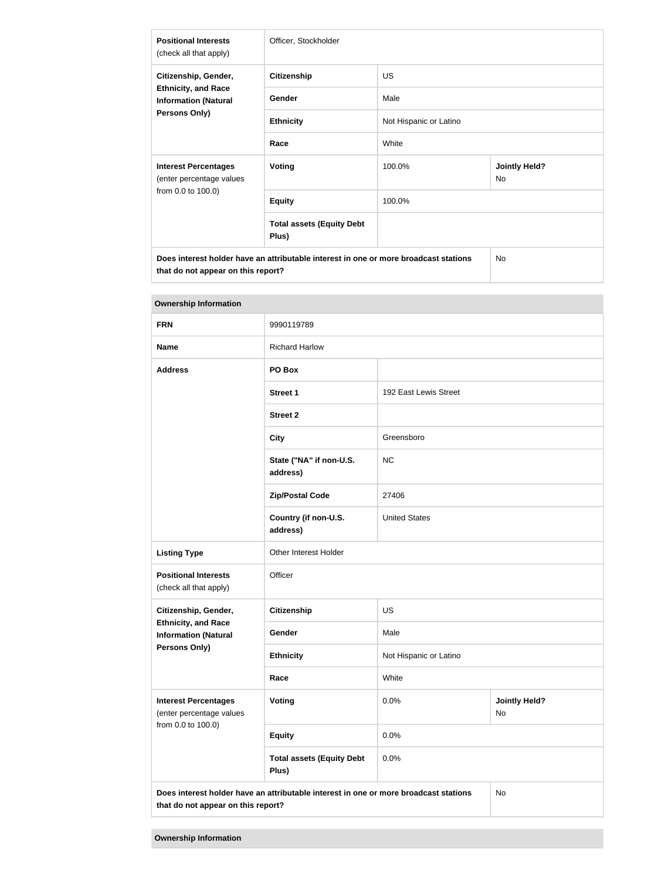| Positional Interests (check all that apply) | Officer, Stockholder | |
|---|---|---|
| Citizenship, Gender, Ethnicity, and Race Information (Natural Persons Only) | Citizenship | US |
| | Gender | Male |
| | Ethnicity | Not Hispanic or Latino |
| | Race | White |
| Interest Percentages (enter percentage values from 0.0 to 100.0) | Voting | 100.0% | Jointly Held? No |
| | Equity | 100.0% |
| | Total assets (Equity Debt Plus) | |
| Does interest holder have an attributable interest in one or more broadcast stations that do not appear on this report? | | No |

**Ownership Information**

| FRN | 9990119789 | |
|---|---|---|
| Name | Richard Harlow | |
| Address | PO Box | |
| | Street 1 | 192 East Lewis Street |
| | Street 2 | |
| | City | Greensboro |
| | State ("NA" if non-U.S. address) | NC |
| | Zip/Postal Code | 27406 |
| | Country (if non-U.S. address) | United States |
| Listing Type | Other Interest Holder | |
| Positional Interests (check all that apply) | Officer | |
| Citizenship, Gender, Ethnicity, and Race Information (Natural Persons Only) | Citizenship | US |
| | Gender | Male |
| | Ethnicity | Not Hispanic or Latino |
| | Race | White |
| Interest Percentages (enter percentage values from 0.0 to 100.0) | Voting | 0.0% | Jointly Held? No |
| | Equity | 0.0% |
| | Total assets (Equity Debt Plus) | 0.0% |
| Does interest holder have an attributable interest in one or more broadcast stations that do not appear on this report? | | No |

**Ownership Information**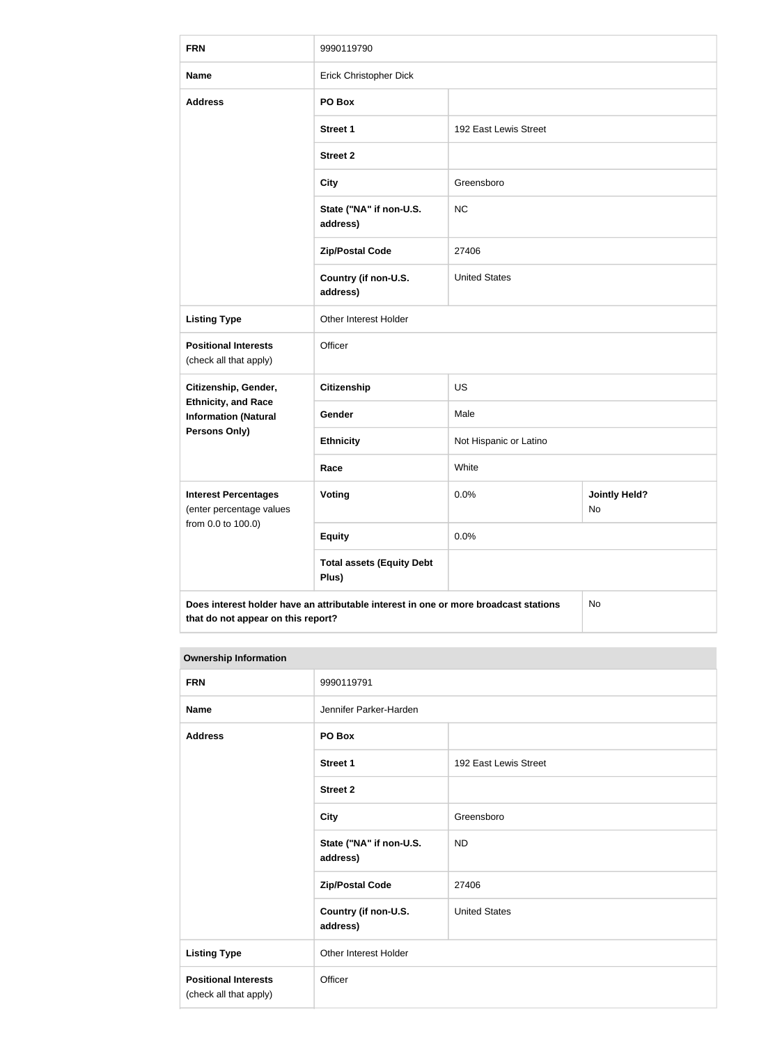| FRN | 9990119790 | | |
|---|---|---|---|
| **Name** | Erick Christopher Dick | | |
| **Address** | **PO Box** | | |
| | **Street 1** | 192 East Lewis Street | |
| | **Street 2** | | |
| | **City** | Greensboro | |
| | **State ("NA" if non-U.S. address)** | NC | |
| | **Zip/Postal Code** | 27406 | |
| | **Country (if non-U.S. address)** | United States | |
| **Listing Type** | Other Interest Holder | | |
| **Positional Interests** (check all that apply) | Officer | | |
| **Citizenship, Gender, Ethnicity, and Race Information (Natural Persons Only)** | **Citizenship** | US | |
| | **Gender** | Male | |
| | **Ethnicity** | Not Hispanic or Latino | |
| | **Race** | White | |
| **Interest Percentages** (enter percentage values from 0.0 to 100.0) | **Voting** | 0.0% | **Jointly Held?** No |
| | **Equity** | 0.0% | |
| | **Total assets (Equity Debt Plus)** | | |
| **Does interest holder have an attributable interest in one or more broadcast stations that do not appear on this report?** | | | No |

**Ownership Information**

| FRN | 9990119791 | |
|---|---|---|
| **Name** | Jennifer Parker-Harden | |
| **Address** | **PO Box** | |
| | **Street 1** | 192 East Lewis Street |
| | **Street 2** | |
| | **City** | Greensboro |
| | **State ("NA" if non-U.S. address)** | ND |
| | **Zip/Postal Code** | 27406 |
| | **Country (if non-U.S. address)** | United States |
| **Listing Type** | Other Interest Holder | |
| **Positional Interests** (check all that apply) | Officer | |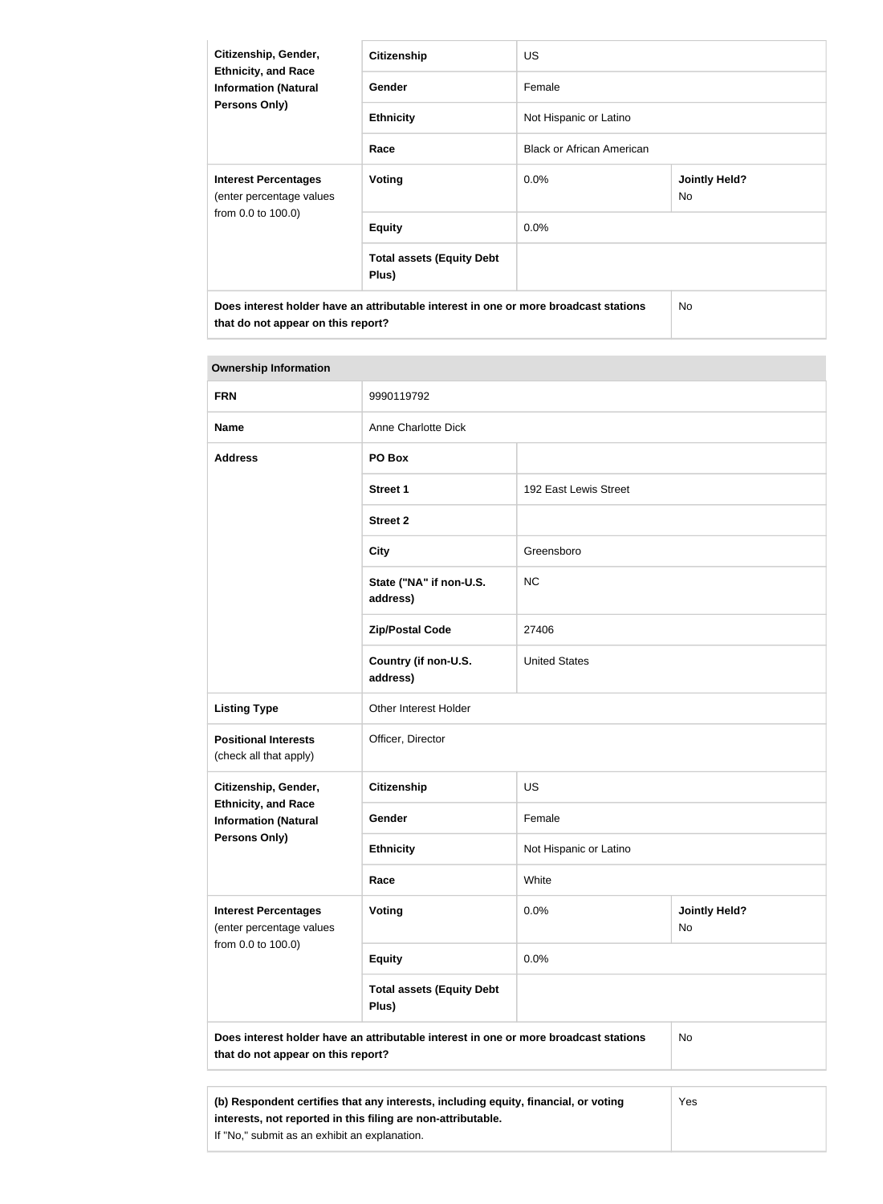| Citizenship, Gender, Ethnicity, and Race Information (Natural Persons Only) | Citizenship | US | |
|---|---|---|---|
| | Gender | Female | |
| | Ethnicity | Not Hispanic or Latino | |
| | Race | Black or African American | |
| **Interest Percentages** (enter percentage values from 0.0 to 100.0) | Voting | 0.0% | Jointly Held? No |
| | Equity | 0.0% | |
| | Total assets (Equity Debt Plus) | | |
| **Does interest holder have an attributable interest in one or more broadcast stations that do not appear on this report?** | | | No |

| Ownership Information | | | |
|---|---|---|---|
| **FRN** | 9990119792 | | |
| **Name** | Anne Charlotte Dick | | |
| **Address** | PO Box | | |
| | Street 1 | 192 East Lewis Street | |
| | Street 2 | | |
| | City | Greensboro | |
| | State ("NA" if non-U.S. address) | NC | |
| | Zip/Postal Code | 27406 | |
| | Country (if non-U.S. address) | United States | |
| **Listing Type** | Other Interest Holder | | |
| **Positional Interests** (check all that apply) | Officer, Director | | |
| **Citizenship, Gender, Ethnicity, and Race Information (Natural Persons Only)** | Citizenship | US | |
| | Gender | Female | |
| | Ethnicity | Not Hispanic or Latino | |
| | Race | White | |
| **Interest Percentages** (enter percentage values from 0.0 to 100.0) | Voting | 0.0% | Jointly Held? No |
| | Equity | 0.0% | |
| | Total assets (Equity Debt Plus) | | |
| **Does interest holder have an attributable interest in one or more broadcast stations that do not appear on this report?** | | | No |

| **(b) Respondent certifies that any interests, including equity, financial, or voting interests, not reported in this filing are non-attributable.** If "No," submit as an exhibit an explanation. | Yes |
|---|---|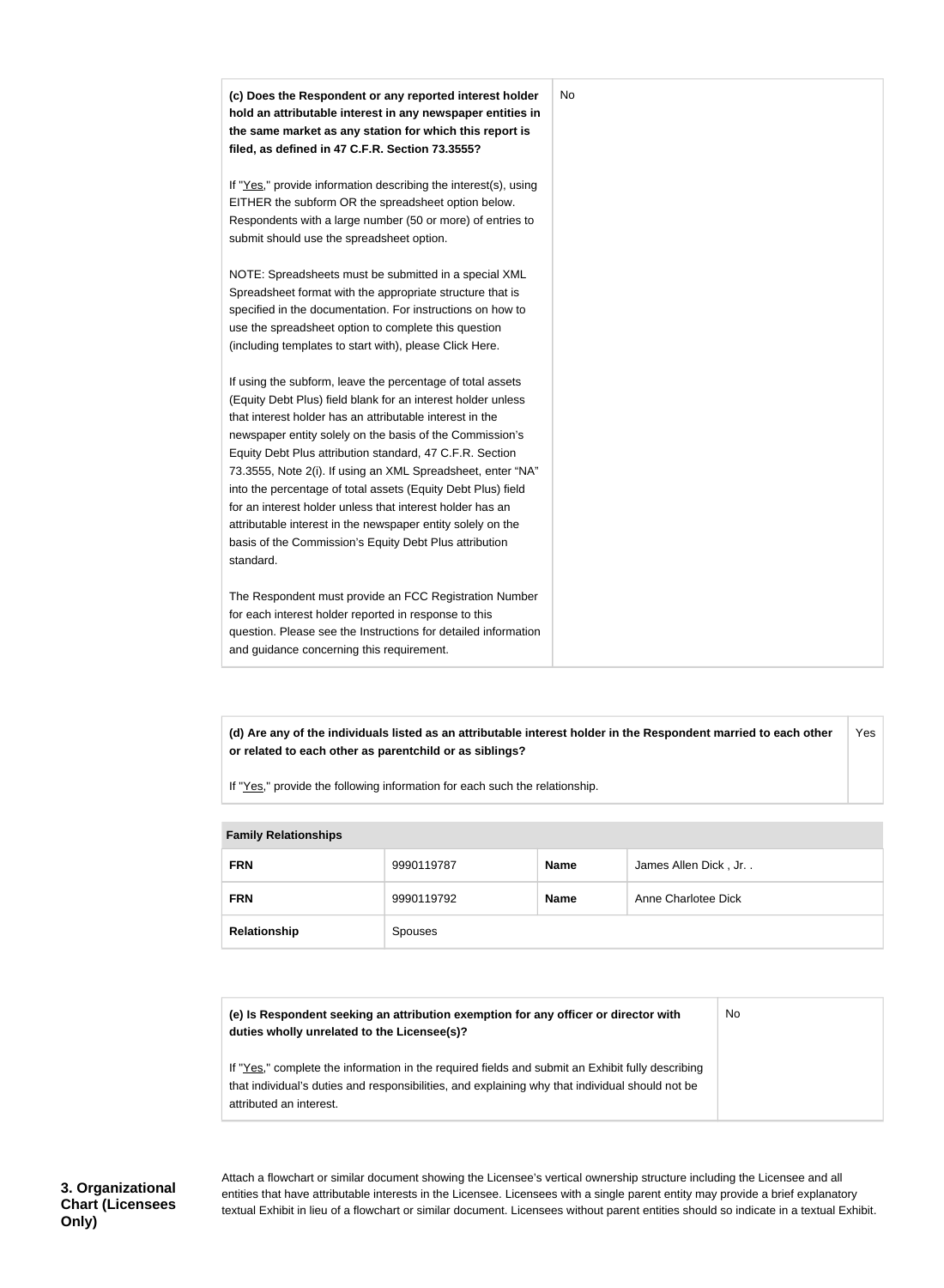| | |
|---|---|
| **(c) Does the Respondent or any reported interest holder hold an attributable interest in any newspaper entities in the same market as any station for which this report is filed, as defined in 47 C.F.R. Section 73.3555?**<br><br>If "Yes," provide information describing the interest(s), using EITHER the subform OR the spreadsheet option below. Respondents with a large number (50 or more) of entries to submit should use the spreadsheet option.<br><br>NOTE: Spreadsheets must be submitted in a special XML Spreadsheet format with the appropriate structure that is specified in the documentation. For instructions on how to use the spreadsheet option to complete this question (including templates to start with), please Click Here.<br><br>If using the subform, leave the percentage of total assets (Equity Debt Plus) field blank for an interest holder unless that interest holder has an attributable interest in the newspaper entity solely on the basis of the Commission's Equity Debt Plus attribution standard, 47 C.F.R. Section 73.3555, Note 2(i). If using an XML Spreadsheet, enter "NA" into the percentage of total assets (Equity Debt Plus) field for an interest holder unless that interest holder has an attributable interest in the newspaper entity solely on the basis of the Commission's Equity Debt Plus attribution standard.<br><br>The Respondent must provide an FCC Registration Number for each interest holder reported in response to this question. Please see the Instructions for detailed information and guidance concerning this requirement. | No |

| | |
|---|---|
| **(d) Are any of the individuals listed as an attributable interest holder in the Respondent married to each other or related to each other as parentchild or as siblings?**<br><br>If "Yes," provide the following information for each such the relationship. | Yes |

| Family Relationships | | | |
|---|---|---|---|
| **FRN** | 9990119787 | **Name** | James Allen Dick , Jr. . |
| **FRN** | 9990119792 | **Name** | Anne Charlotee Dick |
| **Relationship** | Spouses | | |

| | |
|---|---|
| **(e) Is Respondent seeking an attribution exemption for any officer or director with duties wholly unrelated to the Licensee(s)?**<br><br>If "Yes," complete the information in the required fields and submit an Exhibit fully describing that individual's duties and responsibilities, and explaining why that individual should not be attributed an interest. | No |

**3. Organizational Chart (Licensees Only)**

Attach a flowchart or similar document showing the Licensee's vertical ownership structure including the Licensee and all entities that have attributable interests in the Licensee. Licensees with a single parent entity may provide a brief explanatory textual Exhibit in lieu of a flowchart or similar document. Licensees without parent entities should so indicate in a textual Exhibit.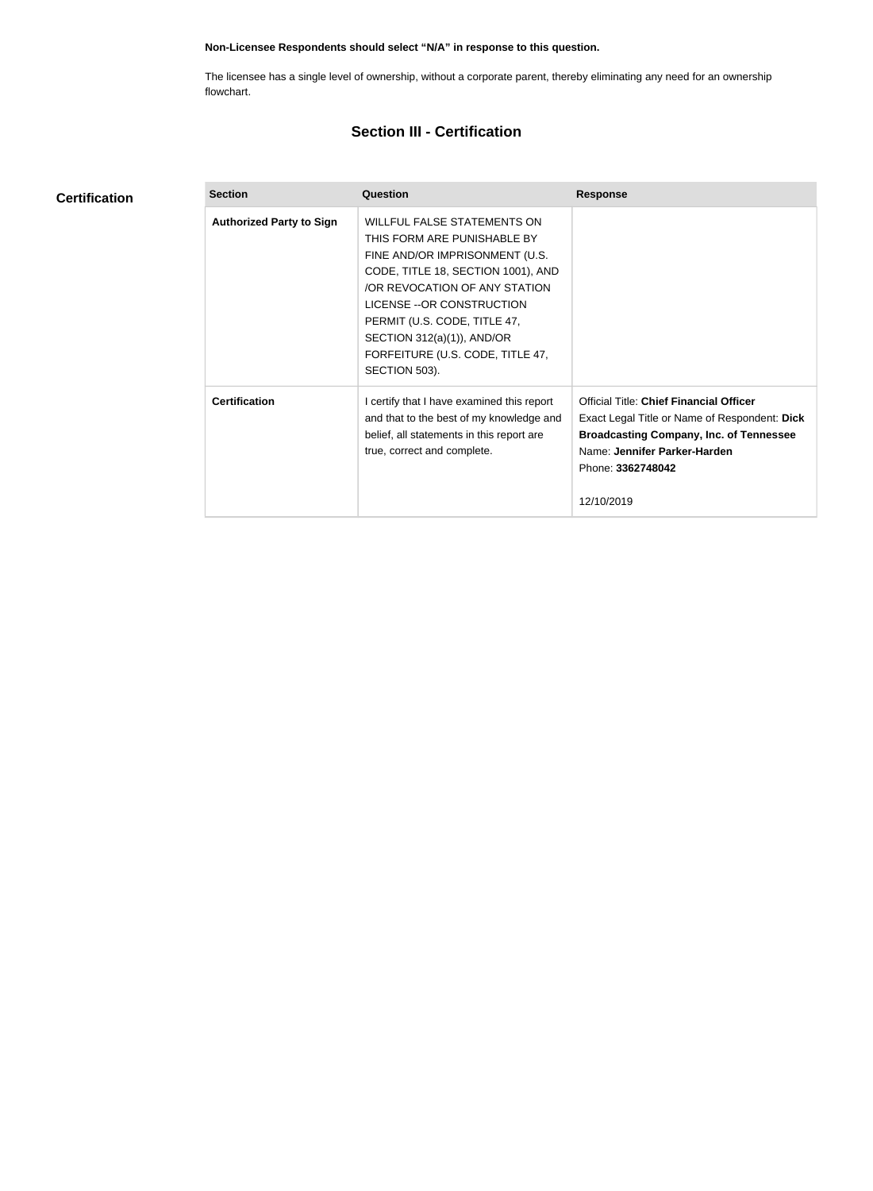**Non-Licensee Respondents should select “N/A” in response to this question.**

The licensee has a single level of ownership, without a corporate parent, thereby eliminating any need for an ownership flowchart.

## Section III - Certification

**Certification**

| Section | Question | Response |
|---|---|---|
| **Authorized Party to Sign** | WILLFUL FALSE STATEMENTS ON THIS FORM ARE PUNISHABLE BY FINE AND/OR IMPRISONMENT (U.S. CODE, TITLE 18, SECTION 1001), AND /OR REVOCATION OF ANY STATION LICENSE --OR CONSTRUCTION PERMIT (U.S. CODE, TITLE 47, SECTION 312(a)(1)), AND/OR FORFEITURE (U.S. CODE, TITLE 47, SECTION 503). | |
| **Certification** | I certify that I have examined this report and that to the best of my knowledge and belief, all statements in this report are true, correct and complete. | Official Title: **Chief Financial Officer**<br>Exact Legal Title or Name of Respondent: **Dick Broadcasting Company, Inc. of Tennessee**<br>Name: **Jennifer Parker-Harden**<br>Phone: **3362748042**<br><br>12/10/2019 |